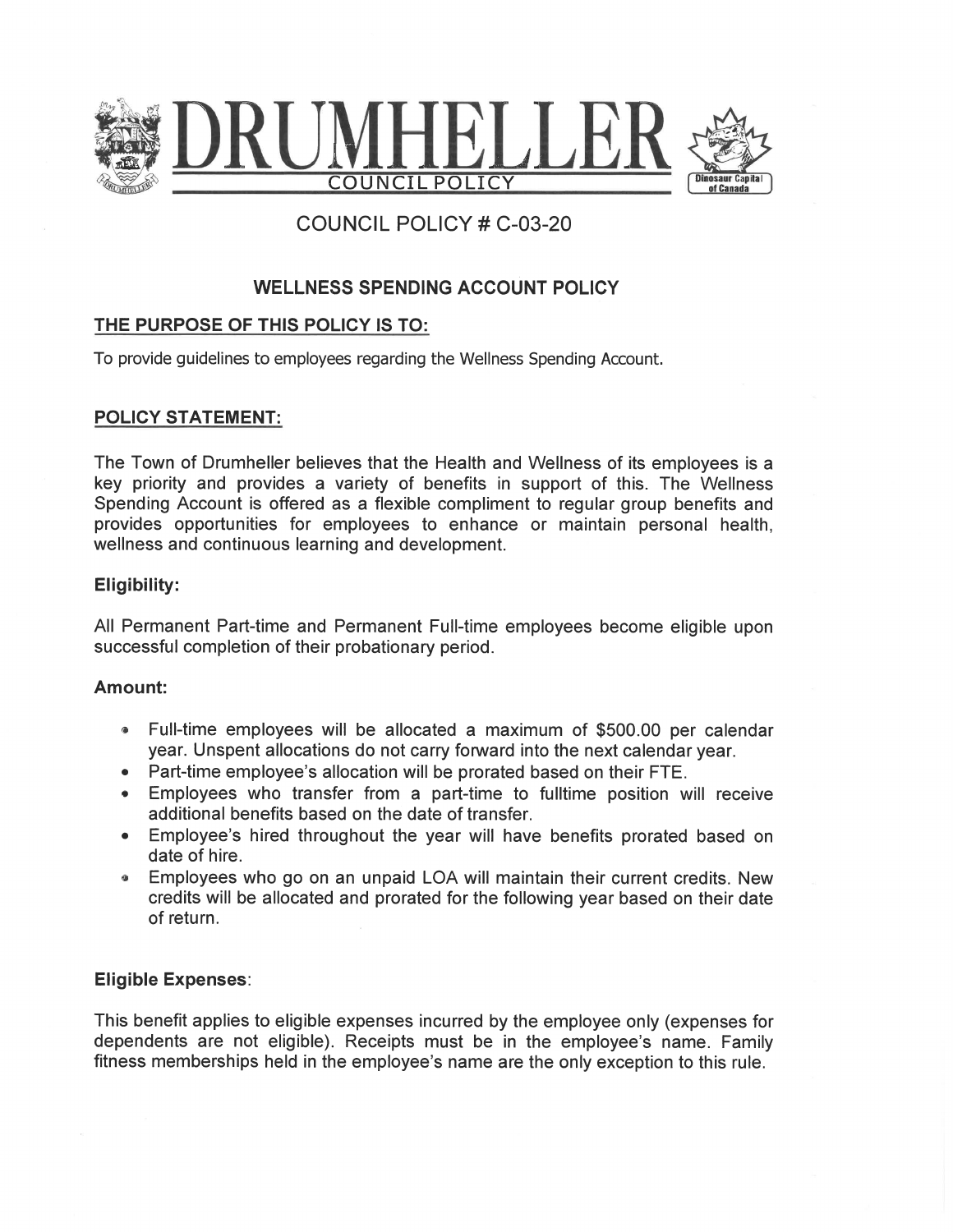# DRUMHELLER

COUNCIL POLICY

## COUNCIL POLICY # C-03-20

### WELLNESS SPENDING ACCOUNT POLICY

**THE PURPOSE OF THIS POLICY IS TO:**

To provide guidelines to employees regarding the Wellness Spending Account.

**POLICY STATEMENT:**

The Town of Drumheller believes that the Health and Wellness of its employees is a key priority and provides a variety of benefits in support of this. The Wellness Spending Account is offered as a flexible compliment to regular group benefits and provides opportunities for employees to enhance or maintain personal health, wellness and continuous learning and development.

**Eligibility:**

All Permanent Part-time and Permanent Full-time employees become eligible upon successful completion of their probationary period.

**Amount:**

- Full-time employees will be allocated a maximum of $500.00 per calendar year. Unspent allocations do not carry forward into the next calendar year.
- Part-time employee's allocation will be prorated based on their FTE.
- Employees who transfer from a part-time to fulltime position will receive additional benefits based on the date of transfer.
- Employee's hired throughout the year will have benefits prorated based on date of hire.
- Employees who go on an unpaid LOA will maintain their current credits. New credits will be allocated and prorated for the following year based on their date of return.

**Eligible Expenses:**

This benefit applies to eligible expenses incurred by the employee only (expenses for dependents are not eligible). Receipts must be in the employee's name. Family fitness memberships held in the employee's name are the only exception to this rule.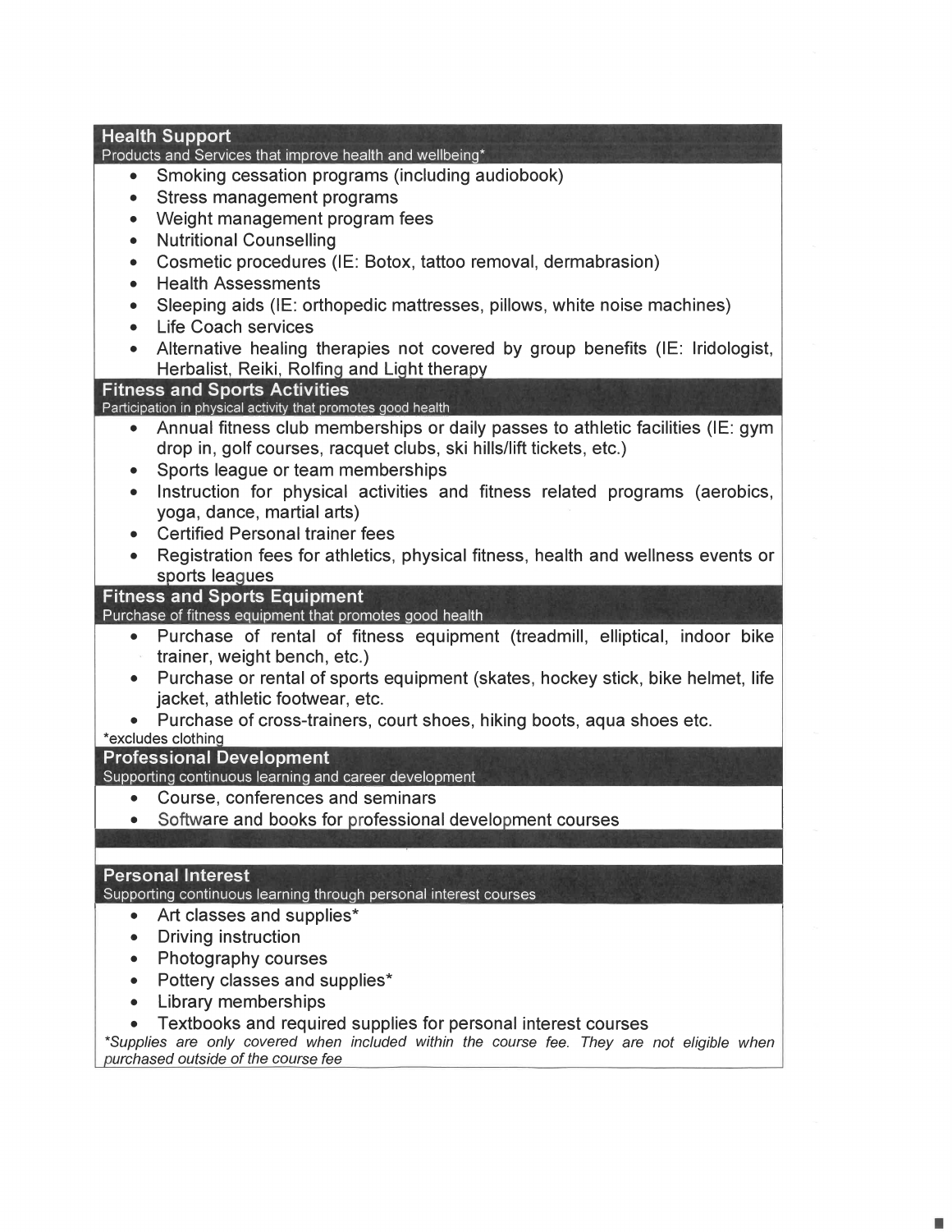### Health Support

Products and Services that improve health and wellbeing*

- Smoking cessation programs (including audiobook)
- Stress management programs
- Weight management program fees
- Nutritional Counselling
- Cosmetic procedures (IE: Botox, tattoo removal, dermabrasion)
- Health Assessments
- Sleeping aids (IE: orthopedic mattresses, pillows, white noise machines)
- Life Coach services
- Alternative healing therapies not covered by group benefits (IE: Iridologist, Herbalist, Reiki, Rolfing and Light therapy

### Fitness and Sports Activities

Participation in physical activity that promotes good health

- Annual fitness club memberships or daily passes to athletic facilities (IE: gym drop in, golf courses, racquet clubs, ski hills/lift tickets, etc.)
- Sports league or team memberships
- Instruction for physical activities and fitness related programs (aerobics, yoga, dance, martial arts)
- Certified Personal trainer fees
- Registration fees for athletics, physical fitness, health and wellness events or sports leagues

### Fitness and Sports Equipment

Purchase of fitness equipment that promotes good health

- Purchase of rental of fitness equipment (treadmill, elliptical, indoor bike trainer, weight bench, etc.)
- Purchase or rental of sports equipment (skates, hockey stick, bike helmet, life jacket, athletic footwear, etc.
- Purchase of cross-trainers, court shoes, hiking boots, aqua shoes etc.

*excludes clothing

### Professional Development

Supporting continuous learning and career development

- Course, conferences and seminars
- Software and books for professional development courses

### Personal Interest

Supporting continuous learning through personal interest courses

- Art classes and supplies*
- Driving instruction
- Photography courses
- Pottery classes and supplies*
- Library memberships
- Textbooks and required supplies for personal interest courses

*\*Supplies are only covered when included within the course fee. They are not eligible when purchased outside of the course fee*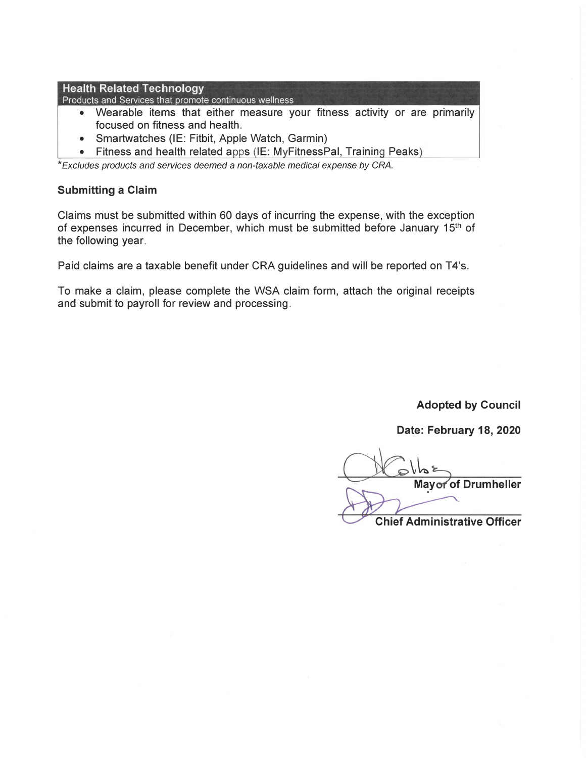| **Health Related Technology** Products and Services that promote continuous wellness |
| --- |
| • Wearable items that either measure your fitness activity or are primarily focused on fitness and health.<br>• Smartwatches (IE: Fitbit, Apple Watch, Garmin)<br>• Fitness and health related apps (IE: MyFitnessPal, Training Peaks) |

**Excludes products and services deemed a non-taxable medical expense by CRA.*

### Submitting a Claim

Claims must be submitted within 60 days of incurring the expense, with the exception of expenses incurred in December, which must be submitted before January 15th of the following year.

Paid claims are a taxable benefit under CRA guidelines and will be reported on T4's.

To make a claim, please complete the WSA claim form, attach the original receipts and submit to payroll for review and processing.

**Adopted by Council**

**Date: February 18, 2020**

**Mayor of Drumheller**

**Chief Administrative Officer**